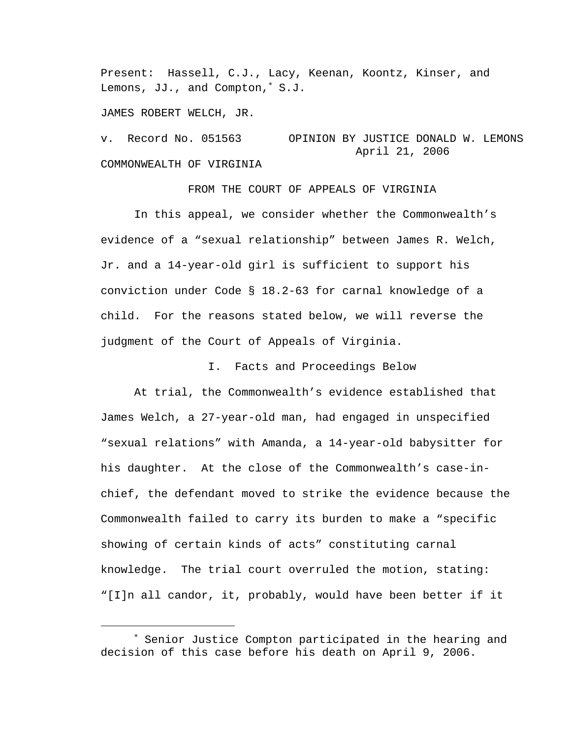Present: Hassell, C.J., Lacy, Keenan, Koontz, Kinser, and Lemons, JJ., and Compton,* S.J.

JAMES ROBERT WELCH, JR.

v. Record No. 051563 OPINION BY JUSTICE DONALD W. LEMONS
April 21, 2006

COMMONWEALTH OF VIRGINIA

FROM THE COURT OF APPEALS OF VIRGINIA

In this appeal, we consider whether the Commonwealth's evidence of a "sexual relationship" between James R. Welch, Jr. and a 14-year-old girl is sufficient to support his conviction under Code § 18.2-63 for carnal knowledge of a child. For the reasons stated below, we will reverse the judgment of the Court of Appeals of Virginia.

## I. Facts and Proceedings Below

At trial, the Commonwealth's evidence established that James Welch, a 27-year-old man, had engaged in unspecified "sexual relations" with Amanda, a 14-year-old babysitter for his daughter. At the close of the Commonwealth's case-in-chief, the defendant moved to strike the evidence because the Commonwealth failed to carry its burden to make a "specific showing of certain kinds of acts" constituting carnal knowledge. The trial court overruled the motion, stating: "[I]n all candor, it, probably, would have been better if it

---

* Senior Justice Compton participated in the hearing and decision of this case before his death on April 9, 2006.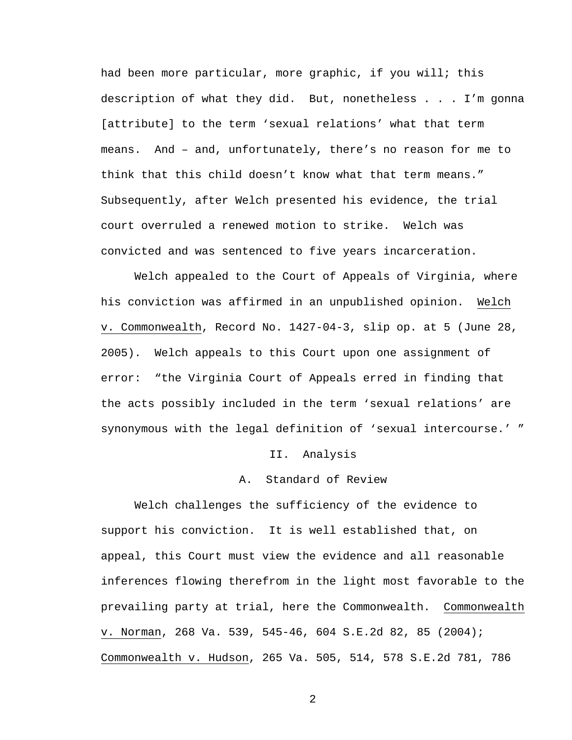had been more particular, more graphic, if you will; this description of what they did. But, nonetheless . . . I'm gonna [attribute] to the term 'sexual relations' what that term means. And – and, unfortunately, there's no reason for me to think that this child doesn't know what that term means." Subsequently, after Welch presented his evidence, the trial court overruled a renewed motion to strike. Welch was convicted and was sentenced to five years incarceration.

Welch appealed to the Court of Appeals of Virginia, where his conviction was affirmed in an unpublished opinion. Welch v. Commonwealth, Record No. 1427-04-3, slip op. at 5 (June 28, 2005). Welch appeals to this Court upon one assignment of error: "the Virginia Court of Appeals erred in finding that the acts possibly included in the term 'sexual relations' are synonymous with the legal definition of 'sexual intercourse.' "

## II. Analysis

### A. Standard of Review

Welch challenges the sufficiency of the evidence to support his conviction. It is well established that, on appeal, this Court must view the evidence and all reasonable inferences flowing therefrom in the light most favorable to the prevailing party at trial, here the Commonwealth. Commonwealth v. Norman, 268 Va. 539, 545-46, 604 S.E.2d 82, 85 (2004); Commonwealth v. Hudson, 265 Va. 505, 514, 578 S.E.2d 781, 786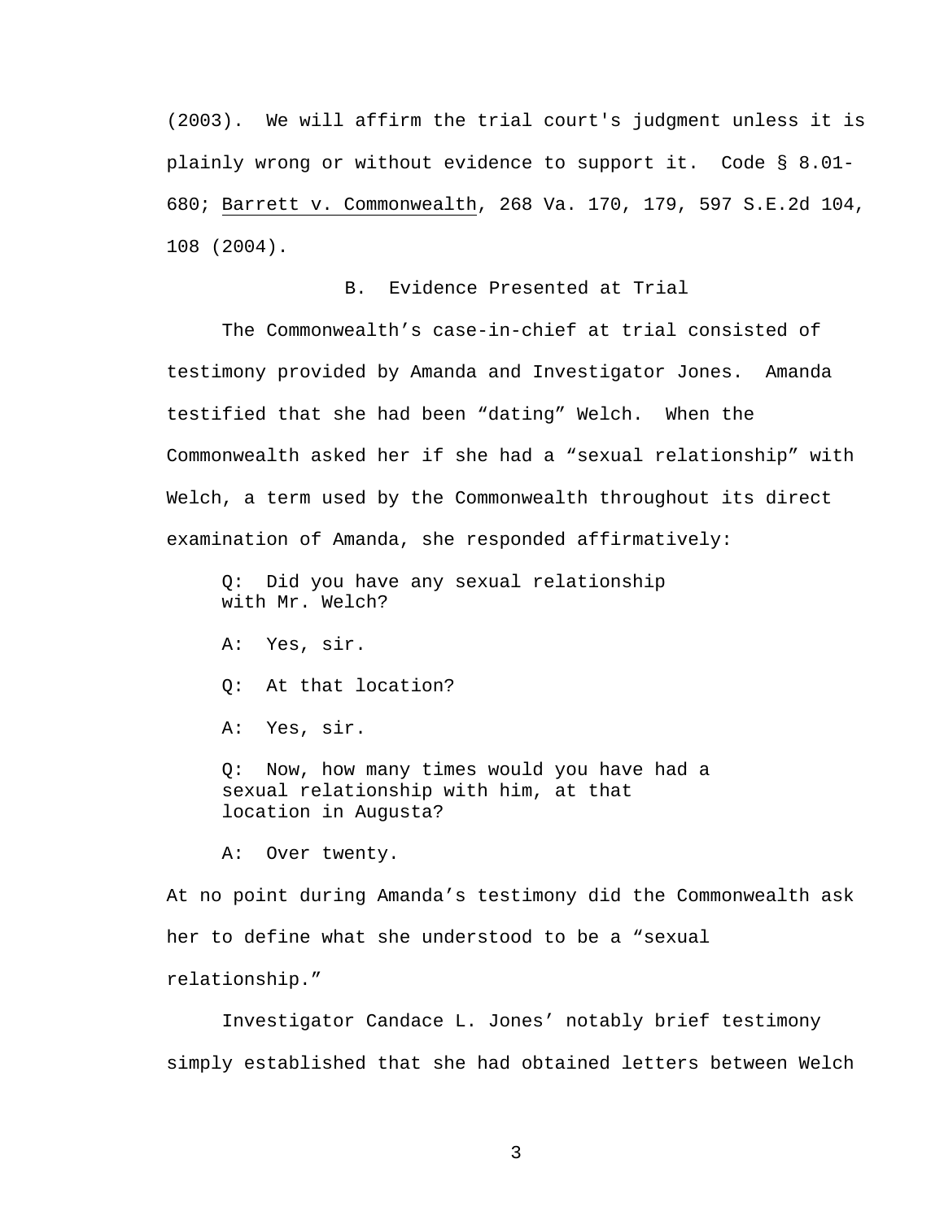(2003). We will affirm the trial court's judgment unless it is plainly wrong or without evidence to support it. Code § 8.01-680; Barrett v. Commonwealth, 268 Va. 170, 179, 597 S.E.2d 104, 108 (2004).

### B. Evidence Presented at Trial

The Commonwealth's case-in-chief at trial consisted of testimony provided by Amanda and Investigator Jones. Amanda testified that she had been "dating" Welch. When the Commonwealth asked her if she had a "sexual relationship" with Welch, a term used by the Commonwealth throughout its direct examination of Amanda, she responded affirmatively:

> Q: Did you have any sexual relationship with Mr. Welch?
>
> A: Yes, sir.
>
> Q: At that location?
>
> A: Yes, sir.
>
> Q: Now, how many times would you have had a sexual relationship with him, at that location in Augusta?
>
> A: Over twenty.

At no point during Amanda's testimony did the Commonwealth ask her to define what she understood to be a "sexual relationship."

Investigator Candace L. Jones' notably brief testimony simply established that she had obtained letters between Welch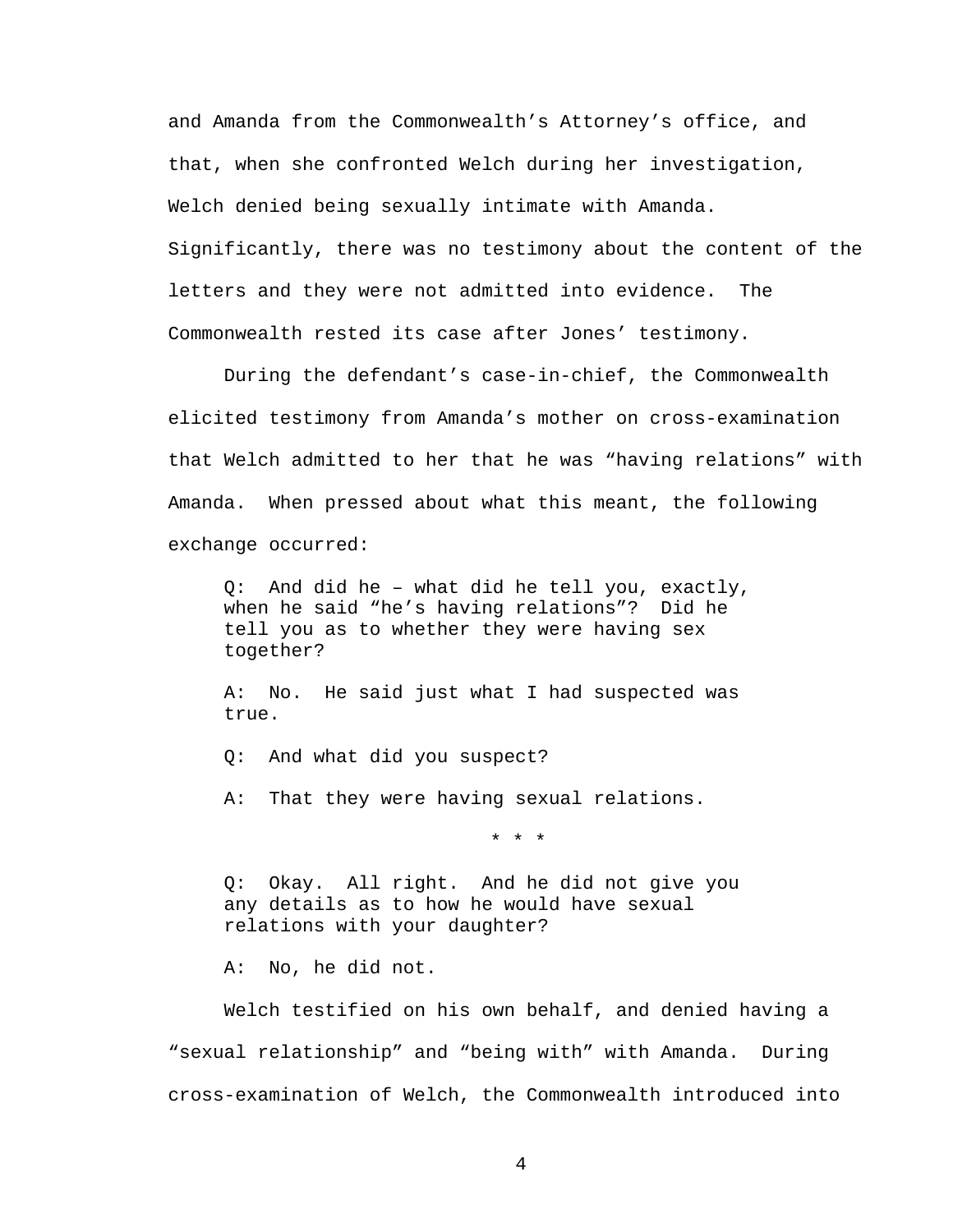and Amanda from the Commonwealth's Attorney's office, and that, when she confronted Welch during her investigation, Welch denied being sexually intimate with Amanda. Significantly, there was no testimony about the content of the letters and they were not admitted into evidence. The Commonwealth rested its case after Jones' testimony.

During the defendant's case-in-chief, the Commonwealth elicited testimony from Amanda's mother on cross-examination that Welch admitted to her that he was "having relations" with Amanda. When pressed about what this meant, the following exchange occurred:

> Q: And did he – what did he tell you, exactly, when he said "he's having relations"? Did he tell you as to whether they were having sex together?
>
> A: No. He said just what I had suspected was true.
>
> Q: And what did you suspect?
>
> A: That they were having sexual relations.
>
> * * *
>
> Q: Okay. All right. And he did not give you any details as to how he would have sexual relations with your daughter?
>
> A: No, he did not.

Welch testified on his own behalf, and denied having a "sexual relationship" and "being with" with Amanda. During cross-examination of Welch, the Commonwealth introduced into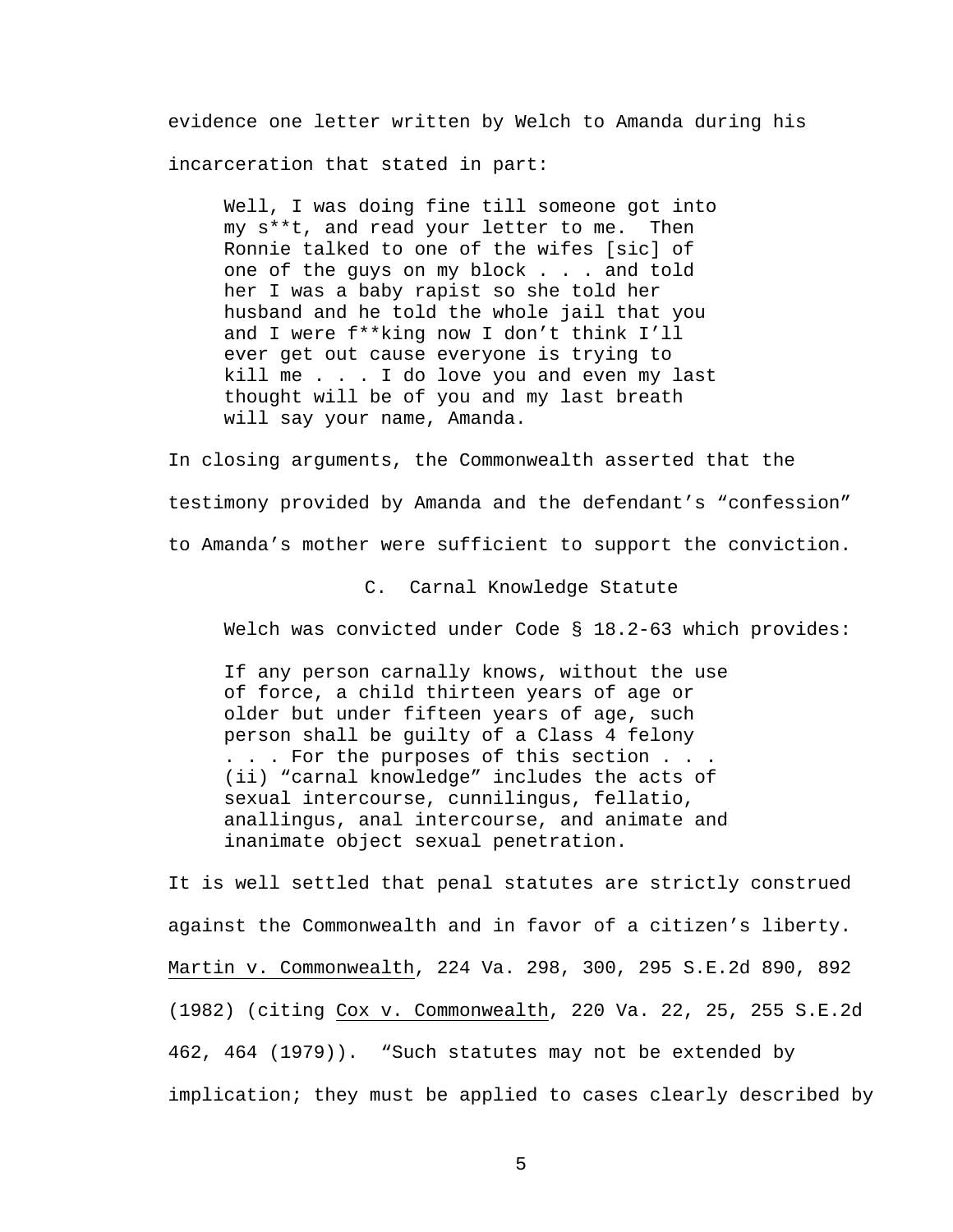evidence one letter written by Welch to Amanda during his incarceration that stated in part:

> Well, I was doing fine till someone got into my s**t, and read your letter to me. Then Ronnie talked to one of the wifes [sic] of one of the guys on my block . . . and told her I was a baby rapist so she told her husband and he told the whole jail that you and I were f**king now I don't think I'll ever get out cause everyone is trying to kill me . . . I do love you and even my last thought will be of you and my last breath will say your name, Amanda.

In closing arguments, the Commonwealth asserted that the testimony provided by Amanda and the defendant's "confession" to Amanda's mother were sufficient to support the conviction.

### C. Carnal Knowledge Statute

Welch was convicted under Code § 18.2-63 which provides:

> If any person carnally knows, without the use of force, a child thirteen years of age or older but under fifteen years of age, such person shall be guilty of a Class 4 felony . . . For the purposes of this section . . . (ii) "carnal knowledge" includes the acts of sexual intercourse, cunnilingus, fellatio, anallingus, anal intercourse, and animate and inanimate object sexual penetration.

It is well settled that penal statutes are strictly construed against the Commonwealth and in favor of a citizen's liberty. Martin v. Commonwealth, 224 Va. 298, 300, 295 S.E.2d 890, 892 (1982) (citing Cox v. Commonwealth, 220 Va. 22, 25, 255 S.E.2d 462, 464 (1979)). "Such statutes may not be extended by implication; they must be applied to cases clearly described by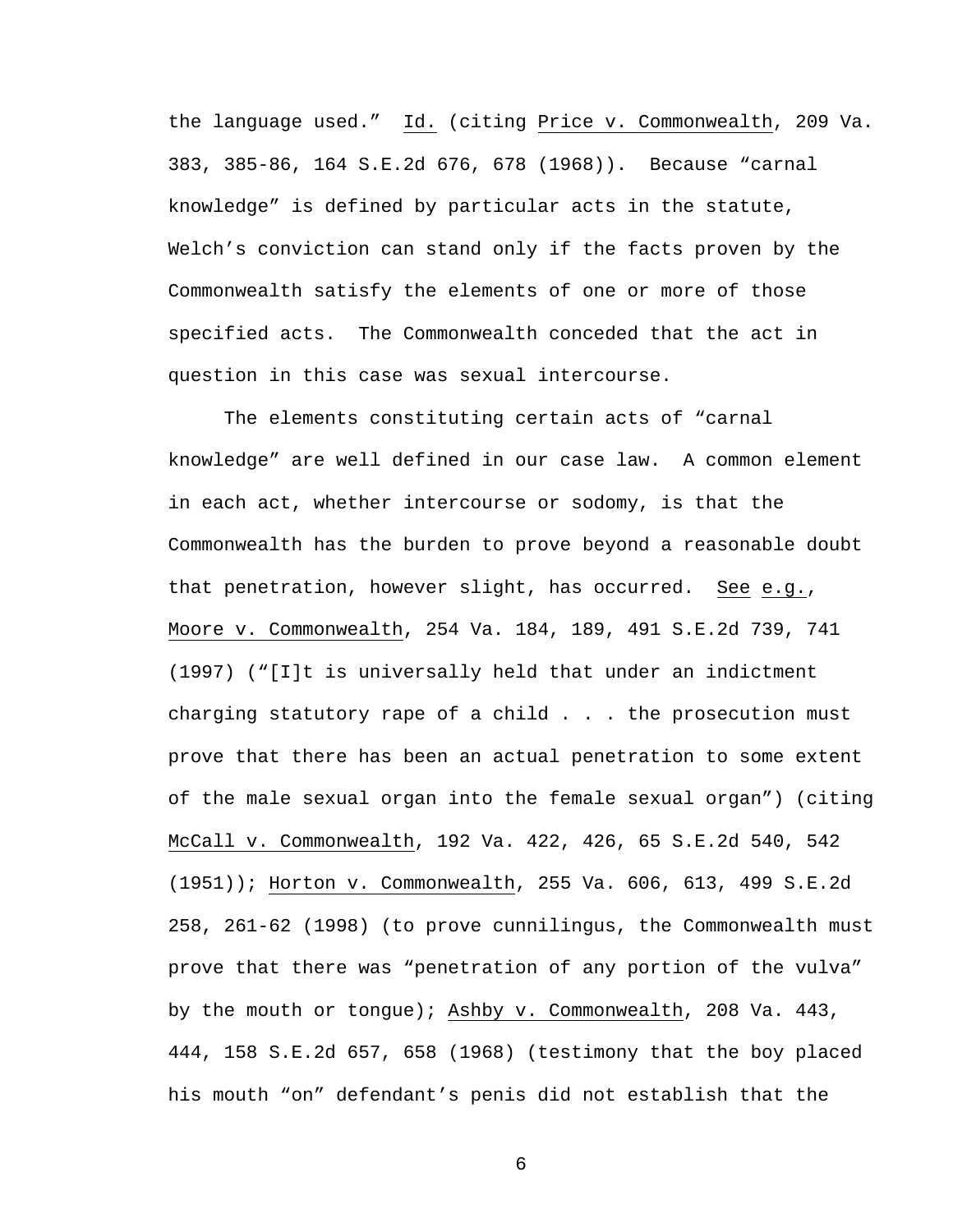the language used." Id. (citing Price v. Commonwealth, 209 Va. 383, 385-86, 164 S.E.2d 676, 678 (1968)). Because "carnal knowledge" is defined by particular acts in the statute, Welch's conviction can stand only if the facts proven by the Commonwealth satisfy the elements of one or more of those specified acts. The Commonwealth conceded that the act in question in this case was sexual intercourse.

The elements constituting certain acts of "carnal knowledge" are well defined in our case law. A common element in each act, whether intercourse or sodomy, is that the Commonwealth has the burden to prove beyond a reasonable doubt that penetration, however slight, has occurred. See e.g., Moore v. Commonwealth, 254 Va. 184, 189, 491 S.E.2d 739, 741 (1997) ("[I]t is universally held that under an indictment charging statutory rape of a child . . . the prosecution must prove that there has been an actual penetration to some extent of the male sexual organ into the female sexual organ") (citing McCall v. Commonwealth, 192 Va. 422, 426, 65 S.E.2d 540, 542 (1951)); Horton v. Commonwealth, 255 Va. 606, 613, 499 S.E.2d 258, 261-62 (1998) (to prove cunnilingus, the Commonwealth must prove that there was "penetration of any portion of the vulva" by the mouth or tongue); Ashby v. Commonwealth, 208 Va. 443, 444, 158 S.E.2d 657, 658 (1968) (testimony that the boy placed his mouth "on" defendant's penis did not establish that the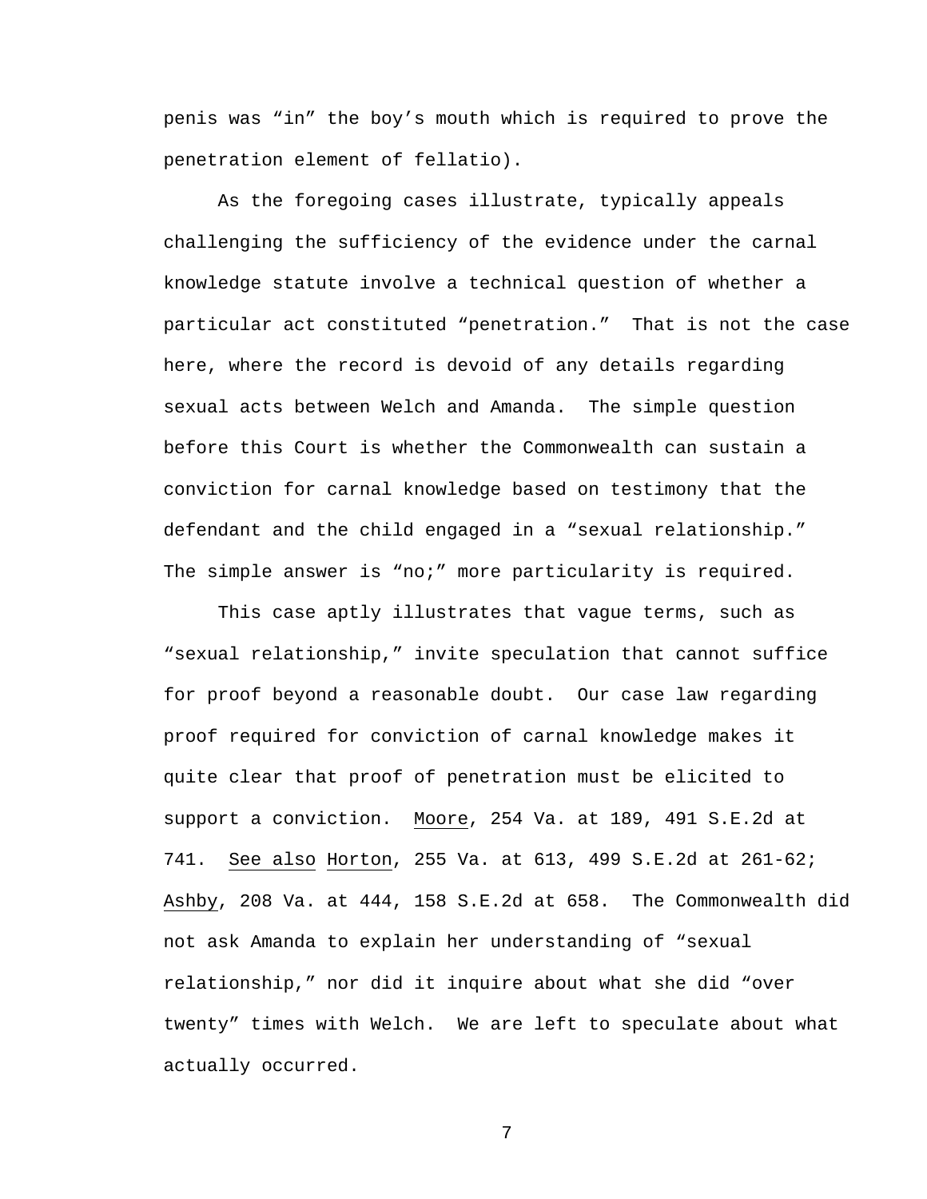penis was "in" the boy's mouth which is required to prove the penetration element of fellatio).

As the foregoing cases illustrate, typically appeals challenging the sufficiency of the evidence under the carnal knowledge statute involve a technical question of whether a particular act constituted "penetration." That is not the case here, where the record is devoid of any details regarding sexual acts between Welch and Amanda. The simple question before this Court is whether the Commonwealth can sustain a conviction for carnal knowledge based on testimony that the defendant and the child engaged in a "sexual relationship." The simple answer is "no;" more particularity is required.

This case aptly illustrates that vague terms, such as "sexual relationship," invite speculation that cannot suffice for proof beyond a reasonable doubt. Our case law regarding proof required for conviction of carnal knowledge makes it quite clear that proof of penetration must be elicited to support a conviction. Moore, 254 Va. at 189, 491 S.E.2d at 741. See also Horton, 255 Va. at 613, 499 S.E.2d at 261-62; Ashby, 208 Va. at 444, 158 S.E.2d at 658. The Commonwealth did not ask Amanda to explain her understanding of "sexual relationship," nor did it inquire about what she did "over twenty" times with Welch. We are left to speculate about what actually occurred.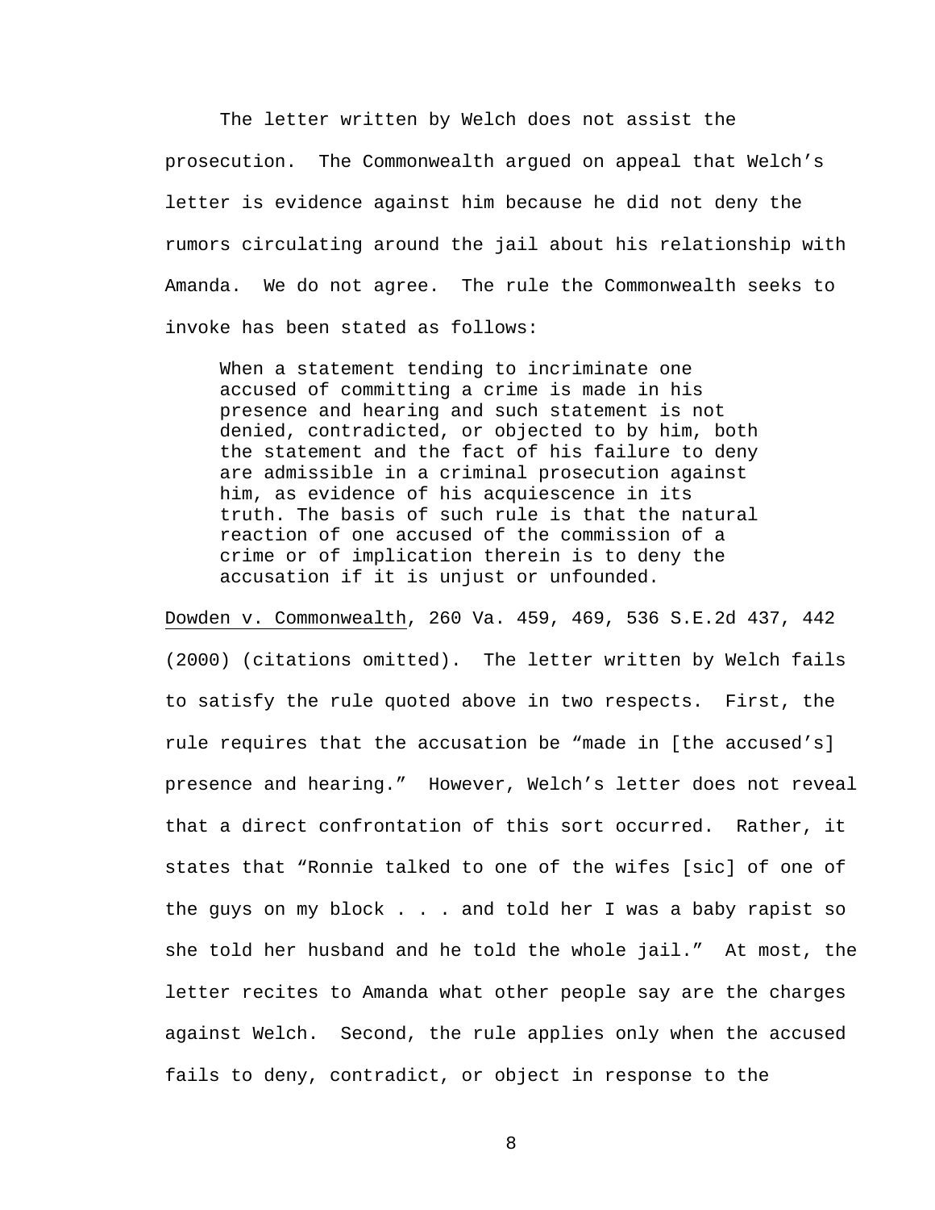The letter written by Welch does not assist the prosecution. The Commonwealth argued on appeal that Welch's letter is evidence against him because he did not deny the rumors circulating around the jail about his relationship with Amanda. We do not agree. The rule the Commonwealth seeks to invoke has been stated as follows:

> When a statement tending to incriminate one accused of committing a crime is made in his presence and hearing and such statement is not denied, contradicted, or objected to by him, both the statement and the fact of his failure to deny are admissible in a criminal prosecution against him, as evidence of his acquiescence in its truth. The basis of such rule is that the natural reaction of one accused of the commission of a crime or of implication therein is to deny the accusation if it is unjust or unfounded.

Dowden v. Commonwealth, 260 Va. 459, 469, 536 S.E.2d 437, 442 (2000) (citations omitted). The letter written by Welch fails to satisfy the rule quoted above in two respects. First, the rule requires that the accusation be "made in [the accused's] presence and hearing." However, Welch's letter does not reveal that a direct confrontation of this sort occurred. Rather, it states that "Ronnie talked to one of the wifes [sic] of one of the guys on my block . . . and told her I was a baby rapist so she told her husband and he told the whole jail." At most, the letter recites to Amanda what other people say are the charges against Welch. Second, the rule applies only when the accused fails to deny, contradict, or object in response to the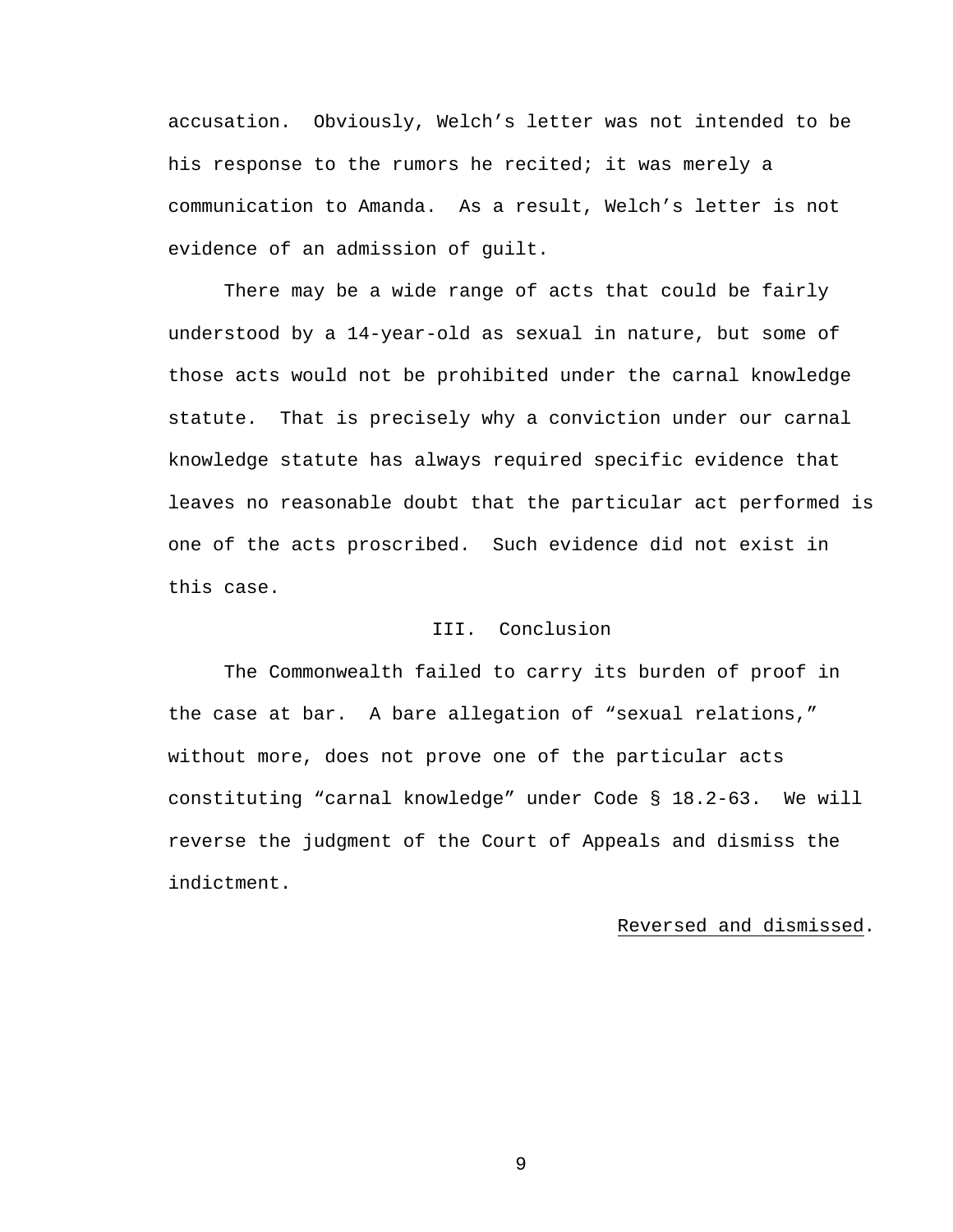accusation. Obviously, Welch's letter was not intended to be his response to the rumors he recited; it was merely a communication to Amanda. As a result, Welch's letter is not evidence of an admission of guilt.

There may be a wide range of acts that could be fairly understood by a 14-year-old as sexual in nature, but some of those acts would not be prohibited under the carnal knowledge statute. That is precisely why a conviction under our carnal knowledge statute has always required specific evidence that leaves no reasonable doubt that the particular act performed is one of the acts proscribed. Such evidence did not exist in this case.

## III. Conclusion

The Commonwealth failed to carry its burden of proof in the case at bar. A bare allegation of "sexual relations," without more, does not prove one of the particular acts constituting "carnal knowledge" under Code § 18.2-63. We will reverse the judgment of the Court of Appeals and dismiss the indictment.

Reversed and dismissed.